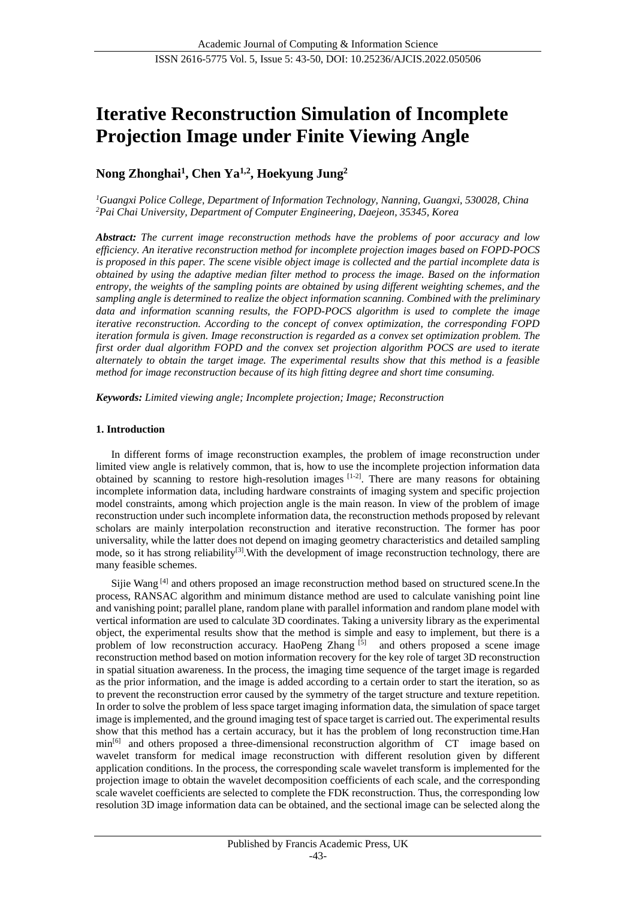# Iterative Reconstruction Simulation of Incomplete Projection Image under Finite Viewing Angle

**Nong Zhonghai[1], Chen Ya[1,2], Hoekyung Jung[2]**

*[1]Guangxi Police College, Department of Information Technology, Nanning, Guangxi, 530028, China*
*[2]Pai Chai University, Department of Computer Engineering, Daejeon, 35345, Korea*

***Abstract:*** *The current image reconstruction methods have the problems of poor accuracy and low efficiency. An iterative reconstruction method for incomplete projection images based on FOPD-POCS is proposed in this paper. The scene visible object image is collected and the partial incomplete data is obtained by using the adaptive median filter method to process the image. Based on the information entropy, the weights of the sampling points are obtained by using different weighting schemes, and the sampling angle is determined to realize the object information scanning. Combined with the preliminary data and information scanning results, the FOPD-POCS algorithm is used to complete the image iterative reconstruction. According to the concept of convex optimization, the corresponding FOPD iteration formula is given. Image reconstruction is regarded as a convex set optimization problem. The first order dual algorithm FOPD and the convex set projection algorithm POCS are used to iterate alternately to obtain the target image. The experimental results show that this method is a feasible method for image reconstruction because of its high fitting degree and short time consuming.*

***Keywords:*** *Limited viewing angle; Incomplete projection; Image; Reconstruction*

## 1. Introduction

In different forms of image reconstruction examples, the problem of image reconstruction under limited view angle is relatively common, that is, how to use the incomplete projection information data obtained by scanning to restore high-resolution images [1-2]. There are many reasons for obtaining incomplete information data, including hardware constraints of imaging system and specific projection model constraints, among which projection angle is the main reason. In view of the problem of image reconstruction under such incomplete information data, the reconstruction methods proposed by relevant scholars are mainly interpolation reconstruction and iterative reconstruction. The former has poor universality, while the latter does not depend on imaging geometry characteristics and detailed sampling mode, so it has strong reliability[3].With the development of image reconstruction technology, there are many feasible schemes.

Sijie Wang [4] and others proposed an image reconstruction method based on structured scene.In the process, RANSAC algorithm and minimum distance method are used to calculate vanishing point line and vanishing point; parallel plane, random plane with parallel information and random plane model with vertical information are used to calculate 3D coordinates. Taking a university library as the experimental object, the experimental results show that the method is simple and easy to implement, but there is a problem of low reconstruction accuracy. HaoPeng Zhang [5] and others proposed a scene image reconstruction method based on motion information recovery for the key role of target 3D reconstruction in spatial situation awareness. In the process, the imaging time sequence of the target image is regarded as the prior information, and the image is added according to a certain order to start the iteration, so as to prevent the reconstruction error caused by the symmetry of the target structure and texture repetition. In order to solve the problem of less space target imaging information data, the simulation of space target image is implemented, and the ground imaging test of space target is carried out. The experimental results show that this method has a certain accuracy, but it has the problem of long reconstruction time.Han min[6] and others proposed a three-dimensional reconstruction algorithm of CT image based on wavelet transform for medical image reconstruction with different resolution given by different application conditions. In the process, the corresponding scale wavelet transform is implemented for the projection image to obtain the wavelet decomposition coefficients of each scale, and the corresponding scale wavelet coefficients are selected to complete the FDK reconstruction. Thus, the corresponding low resolution 3D image information data can be obtained, and the sectional image can be selected along the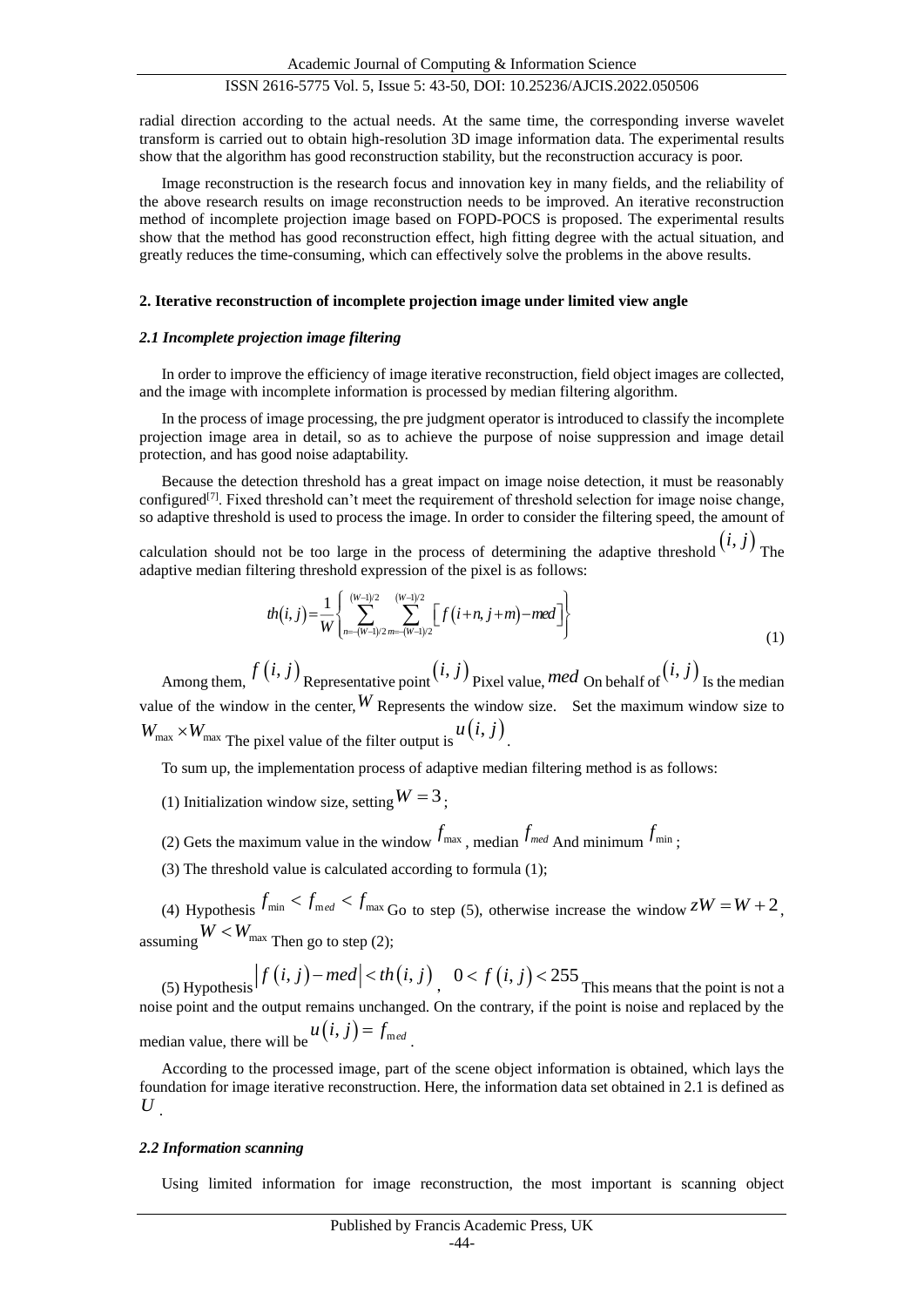radial direction according to the actual needs. At the same time, the corresponding inverse wavelet transform is carried out to obtain high-resolution 3D image information data. The experimental results show that the algorithm has good reconstruction stability, but the reconstruction accuracy is poor.

Image reconstruction is the research focus and innovation key in many fields, and the reliability of the above research results on image reconstruction needs to be improved. An iterative reconstruction method of incomplete projection image based on FOPD-POCS is proposed. The experimental results show that the method has good reconstruction effect, high fitting degree with the actual situation, and greatly reduces the time-consuming, which can effectively solve the problems in the above results.

## 2. Iterative reconstruction of incomplete projection image under limited view angle

### *2.1 Incomplete projection image filtering*

In order to improve the efficiency of image iterative reconstruction, field object images are collected, and the image with incomplete information is processed by median filtering algorithm.

In the process of image processing, the pre judgment operator is introduced to classify the incomplete projection image area in detail, so as to achieve the purpose of noise suppression and image detail protection, and has good noise adaptability.

Because the detection threshold has a great impact on image noise detection, it must be reasonably configured[7]. Fixed threshold can't meet the requirement of threshold selection for image noise change, so adaptive threshold is used to process the image. In order to consider the filtering speed, the amount of calculation should not be too large in the process of determining the adaptive threshold $(i, j)$ The adaptive median filtering threshold expression of the pixel is as follows:

$$th(i,j)=\frac{1}{W}\left\{\sum_{n=-(W-1)/2}^{(W-1)/2}\sum_{m=-(W-1)/2}^{(W-1)/2}\left[f(i+n,j+m)-med\right]\right\} \tag{1}$$

Among them, $f(i, j)$ Representative point $(i, j)$ Pixel value, $med$ On behalf of $(i, j)$ Is the median value of the window in the center, $W$ Represents the window size. Set the maximum window size to $W_{\max}\times W_{\max}$ The pixel value of the filter output is $u(i, j)$.

To sum up, the implementation process of adaptive median filtering method is as follows:

(1) Initialization window size, setting $W = 3$;

(2) Gets the maximum value in the window $f_{\max}$, median $f_{med}$ And minimum $f_{\min}$;

(3) The threshold value is calculated according to formula (1);

(4) Hypothesis $f_{\min} < f_{med} < f_{\max}$ Go to step (5), otherwise increase the window $zW = W + 2$, assuming $W < W_{\max}$ Then go to step (2);

(5) Hypothesis $\left|f(i, j) - med\right| < th(i, j)$, $0 < f(i, j) < 255$ This means that the point is not a noise point and the output remains unchanged. On the contrary, if the point is noise and replaced by the median value, there will be $u(i, j) = f_{med}$.

According to the processed image, part of the scene object information is obtained, which lays the foundation for image iterative reconstruction. Here, the information data set obtained in 2.1 is defined as $U$.

### *2.2 Information scanning*

Using limited information for image reconstruction, the most important is scanning object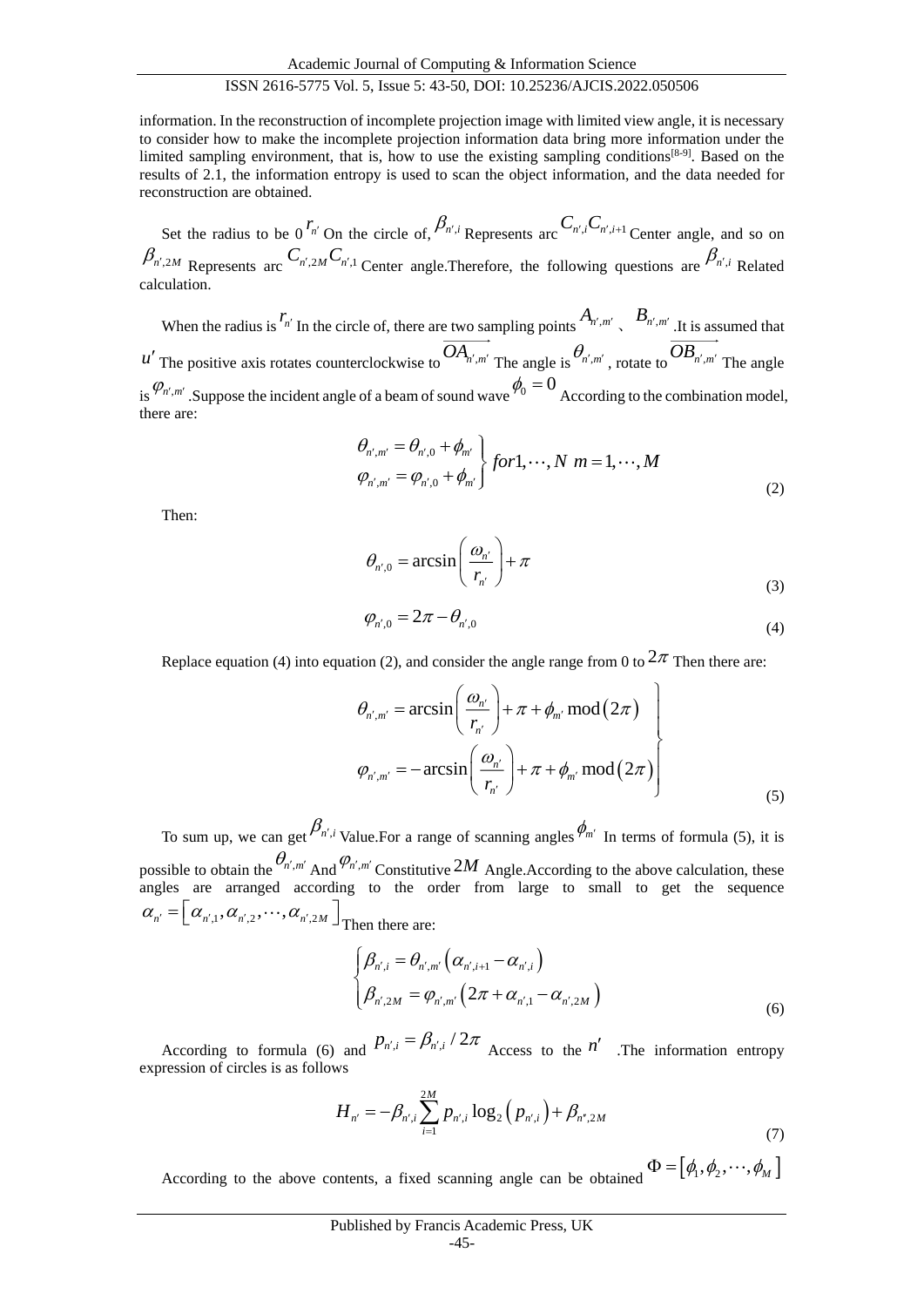information. In the reconstruction of incomplete projection image with limited view angle, it is necessary to consider how to make the incomplete projection information data bring more information under the limited sampling environment, that is, how to use the existing sampling conditions[8-9]. Based on the results of 2.1, the information entropy is used to scan the object information, and the data needed for reconstruction are obtained.

Set the radius to be 0 $r_{n'}$ On the circle of, $\beta_{n',i}$ Represents arc $C_{n',i}C_{n',i+1}$ Center angle, and so on $\beta_{n',2M}$ Represents arc $C_{n',2M}C_{n',1}$ Center angle.Therefore, the following questions are $\beta_{n',i}$ Related calculation.

When the radius is $r_{n'}$ In the circle of, there are two sampling points $A_{n',m'}$ 、 $B_{n',m'}$ .It is assumed that $u'$ The positive axis rotates counterclockwise to $\overrightarrow{OA_{n',m'}}$ The angle is $\theta_{n',m'}$ , rotate to $\overrightarrow{OB_{n',m'}}$ The angle is $\varphi_{n',m'}$ .Suppose the incident angle of a beam of sound wave $\phi_0 = 0$ According to the combination model, there are:

$$\left.\begin{array}{l} \theta_{n',m'} = \theta_{n',0} + \phi_{m'} \\ \varphi_{n',m'} = \varphi_{n',0} + \phi_{m'} \end{array}\right\} for 1, \cdots, N \ m = 1, \cdots, M \tag{2}$$

Then:

$$\theta_{n',0} = \arcsin\left(\frac{\omega_{n'}}{r_{n'}}\right) + \pi \tag{3}$$

$$\varphi_{n',0} = 2\pi - \theta_{n',0} \tag{4}$$

Replace equation (4) into equation (2), and consider the angle range from 0 to $2\pi$ Then there are:

$$\left.\begin{array}{l} \theta_{n',m'} = \arcsin\left(\dfrac{\omega_{n'}}{r_{n'}}\right) + \pi + \phi_{m'} \bmod (2\pi) \\ \varphi_{n',m'} = -\arcsin\left(\dfrac{\omega_{n'}}{r_{n'}}\right) + \pi + \phi_{m'} \bmod (2\pi) \end{array}\right\} \tag{5}$$

To sum up, we can get $\beta_{n',i}$ Value.For a range of scanning angles $\phi_{m'}$ In terms of formula (5), it is possible to obtain the $\theta_{n',m'}$ And $\varphi_{n',m'}$ Constitutive $2M$ Angle.According to the above calculation, these angles are arranged according to the order from large to small to get the sequence $\alpha_{n'} = \left[\alpha_{n',1}, \alpha_{n',2}, \cdots, \alpha_{n',2M}\right]$ Then there are:

$$\begin{cases} \beta_{n',i} = \theta_{n',m'}\left(\alpha_{n',i+1} - \alpha_{n',i}\right) \\ \beta_{n',2M} = \varphi_{n',m'}\left(2\pi + \alpha_{n',1} - \alpha_{n',2M}\right) \end{cases} \tag{6}$$

According to formula (6) and $p_{n',i} = \beta_{n',i} / 2\pi$ Access to the $n'$ .The information entropy expression of circles is as follows

$$H_{n'} = -\beta_{n',i} \sum_{i=1}^{2M} p_{n',i} \log_2\left(p_{n',i}\right) + \beta_{n'',2M} \tag{7}$$

According to the above contents, a fixed scanning angle can be obtained $\Phi = \left[\phi_1, \phi_2, \cdots, \phi_M\right]$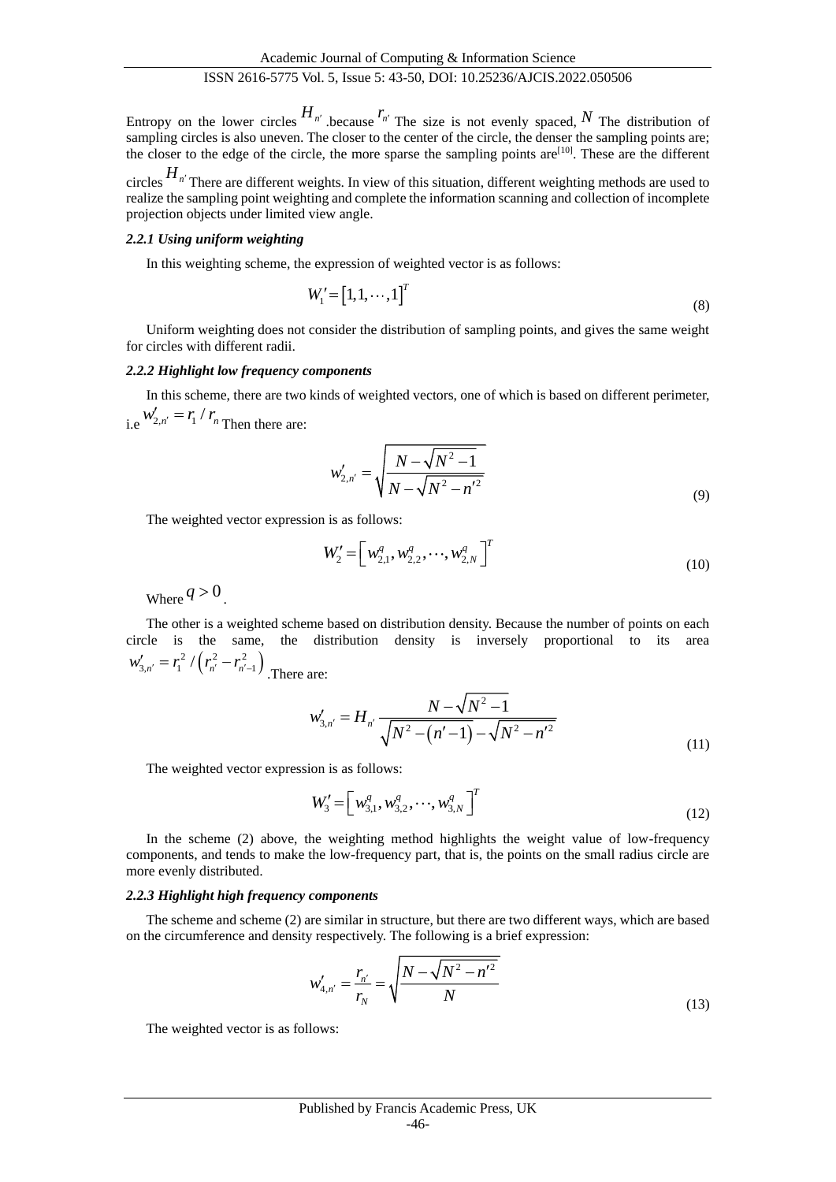Entropy on the lower circles $H_{n'}$ .because $r_{n'}$ The size is not evenly spaced, $N$ The distribution of sampling circles is also uneven. The closer to the center of the circle, the denser the sampling points are; the closer to the edge of the circle, the more sparse the sampling points are[10]. These are the different circles $H_{n'}$ There are different weights. In view of this situation, different weighting methods are used to realize the sampling point weighting and complete the information scanning and collection of incomplete projection objects under limited view angle.

#### *2.2.1 Using uniform weighting*

In this weighting scheme, the expression of weighted vector is as follows:

$$W_1' = \left[1,1,\cdots,1\right]^T \tag{8}$$

Uniform weighting does not consider the distribution of sampling points, and gives the same weight for circles with different radii.

#### *2.2.2 Highlight low frequency components*

In this scheme, there are two kinds of weighted vectors, one of which is based on different perimeter, i.e $w_{2,n'}' = r_1 / r_n$ Then there are:

$$w_{2,n'}' = \sqrt{\frac{N-\sqrt{N^2-1}}{N-\sqrt{N^2-n'^2}}} \tag{9}$$

The weighted vector expression is as follows:

$$W_2' = \left[ w_{2,1}^q, w_{2,2}^q, \cdots, w_{2,N}^q \right]^T \tag{10}$$

Where $q > 0$ .

The other is a weighted scheme based on distribution density. Because the number of points on each circle is the same, the distribution density is inversely proportional to its area $w_{3,n'}' = r_1^2 / \left(r_{n'}^2 - r_{n'-1}^2\right)$ .There are:

$$w_{3,n'}' = H_{n'} \frac{N-\sqrt{N^2-1}}{\sqrt{N^2-\left(n'-1\right)}-\sqrt{N^2-n'^2}} \tag{11}$$

The weighted vector expression is as follows:

$$W_3' = \left[ w_{3,1}^q, w_{3,2}^q, \cdots, w_{3,N}^q \right]^T \tag{12}$$

In the scheme (2) above, the weighting method highlights the weight value of low-frequency components, and tends to make the low-frequency part, that is, the points on the small radius circle are more evenly distributed.

#### *2.2.3 Highlight high frequency components*

The scheme and scheme (2) are similar in structure, but there are two different ways, which are based on the circumference and density respectively. The following is a brief expression:

$$w_{4,n'}' = \frac{r_{n'}}{r_N} = \sqrt{\frac{N-\sqrt{N^2-n'^2}}{N}} \tag{13}$$

The weighted vector is as follows: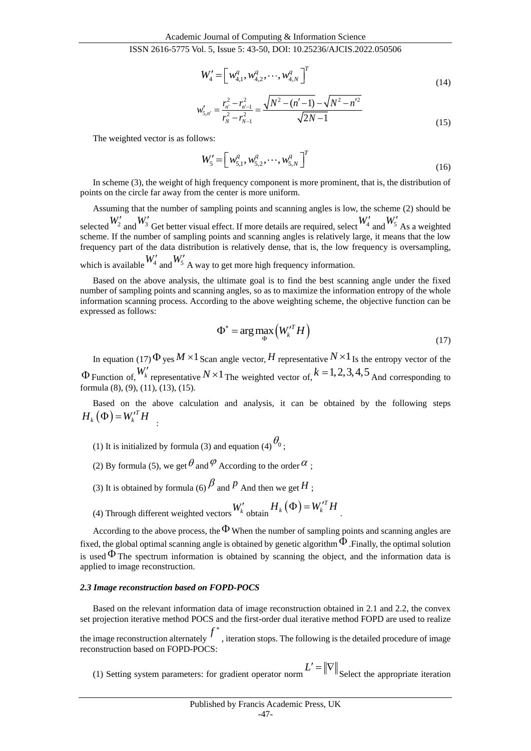$$W_4' = \left[ w_{4,1}^q, w_{4,2}^q, \cdots, w_{4,N}^q \right]^T \tag{14}$$

$$w_{5,n'}' = \frac{r_{n'}^2 - r_{n'-1}^2}{r_N^2 - r_{N-1}^2} = \frac{\sqrt{N^2 - (n'-1)} - \sqrt{N^2 - n'^2}}{\sqrt{2N-1}} \tag{15}$$

The weighted vector is as follows:

$$W_5' = \left[ w_{5,1}^q, w_{5,2}^q, \cdots, w_{5,N}^q \right]^T \tag{16}$$

In scheme (3), the weight of high frequency component is more prominent, that is, the distribution of points on the circle far away from the center is more uniform.

Assuming that the number of sampling points and scanning angles is low, the scheme (2) should be selected $W_2'$ and $W_3'$ Get better visual effect. If more details are required, select $W_4'$ and $W_5'$ As a weighted scheme. If the number of sampling points and scanning angles is relatively large, it means that the low frequency part of the data distribution is relatively dense, that is, the low frequency is oversampling, which is available $W_4'$ and $W_5'$ A way to get more high frequency information.

Based on the above analysis, the ultimate goal is to find the best scanning angle under the fixed number of sampling points and scanning angles, so as to maximize the information entropy of the whole information scanning process. According to the above weighting scheme, the objective function can be expressed as follows:

$$\Phi^* = \arg\max_{\Phi} \left( W_k'^T H \right) \tag{17}$$

In equation (17) $\Phi$ yes $M \times 1$ Scan angle vector, $H$ representative $N \times 1$ Is the entropy vector of the $\Phi$ Function of, $W_k'$ representative $N \times 1$ The weighted vector of, $k = 1,2,3,4,5$ And corresponding to formula (8), (9), (11), (13), (15).

Based on the above calculation and analysis, it can be obtained by the following steps $H_k(\Phi) = W_k'^T H$ :

(1) It is initialized by formula (3) and equation (4) $\theta_0$ ;

(2) By formula (5), we get $\theta$ and $\varphi$ According to the order $\alpha$ ;

(3) It is obtained by formula (6) $\beta$ and $p$ And then we get $H$ ;

(4) Through different weighted vectors $W_k'$ obtain $H_k(\Phi) = W_k'^T H$ .

According to the above process, the $\Phi$ When the number of sampling points and scanning angles are fixed, the global optimal scanning angle is obtained by genetic algorithm $\Phi$ .Finally, the optimal solution is used $\Phi$ The spectrum information is obtained by scanning the object, and the information data is applied to image reconstruction.

### *2.3 Image reconstruction based on FOPD-POCS*

Based on the relevant information data of image reconstruction obtained in 2.1 and 2.2, the convex set projection iterative method POCS and the first-order dual iterative method FOPD are used to realize the image reconstruction alternately $f^*$ , iteration stops. The following is the detailed procedure of image reconstruction based on FOPD-POCS:

(1) Setting system parameters: for gradient operator norm $L' = \|\nabla\|$ Select the appropriate iteration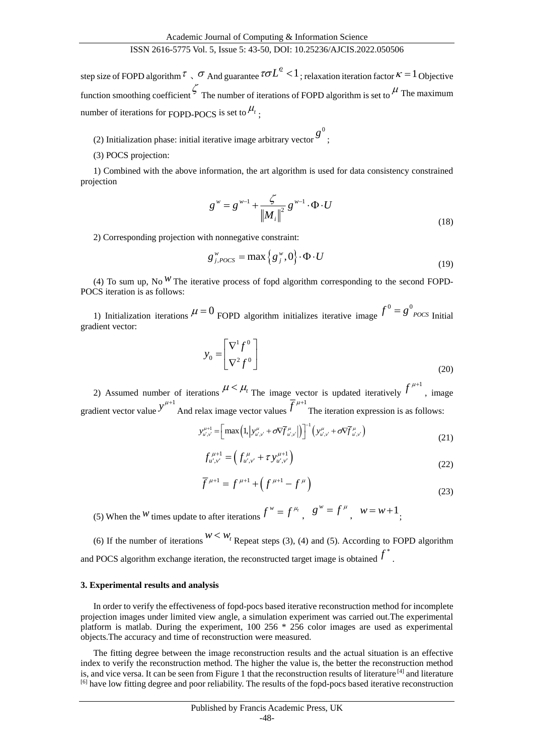step size of FOPD algorithm $\tau$ 、$\sigma$ And guarantee $\tau\sigma L'^2 < 1$; relaxation iteration factor $\kappa = 1$ Objective function smoothing coefficient $\zeta$ The number of iterations of FOPD algorithm is set to $\mu$ The maximum number of iterations for FOPD-POCS is set to $\mu_t$;

(2) Initialization phase: initial iterative image arbitrary vector $g^0$;

(3) POCS projection:

1) Combined with the above information, the art algorithm is used for data consistency constrained projection

$$g^w = g^{w-1} + \frac{\zeta}{\|M_i\|^2} g^{w-1} \cdot \Phi \cdot U \tag{18}$$

2) Corresponding projection with nonnegative constraint:

$$g^w_{j,POCS} = \max\left\{g^w_j, 0\right\} \cdot \Phi \cdot U \tag{19}$$

(4) To sum up, No $w$ The iterative process of fopd algorithm corresponding to the second FOPD-POCS iteration is as follows:

1) Initialization iterations $\mu = 0$ FOPD algorithm initializes iterative image $f^0 = g^0{}_{POCS}$ Initial gradient vector:

$$y_0 = \begin{bmatrix} \nabla^1 f^0 \\ \nabla^2 f^0 \end{bmatrix} \tag{20}$$

2) Assumed number of iterations $\mu < \mu_t$ The image vector is updated iteratively $f^{\mu+1}$, image gradient vector value $y^{\mu+1}$ And relax image vector values $\overline{f}^{\mu+1}$ The iteration expression is as follows:

$$y^{\mu+1}_{u',v'} = \left[\max\left(1, \left|y^{\mu}_{u',v'} + \sigma\nabla\overline{f}^{\mu}_{u',v'}\right|\right)\right]^{-1}\left(y^{\mu}_{u',v'} + \sigma\nabla\overline{f}^{\mu}_{u',v'}\right) \tag{21}$$

$$f^{\mu+1}_{u',v'} = \left(f^{\mu}_{u',v'} + \tau y^{\mu+1}_{u',v'}\right) \tag{22}$$

$$\overline{f}^{\mu+1} = f^{\mu+1} + \left(f^{\mu+1} - f^{\mu}\right) \tag{23}$$

(5) When the $w$ times update to after iterations $f^w = f^{\mu_t}$, $g^w = f^{\mu}$, $w = w+1$;

(6) If the number of iterations $w < w_t$ Repeat steps (3), (4) and (5). According to FOPD algorithm and POCS algorithm exchange iteration, the reconstructed target image is obtained $f^*$.

### 3. Experimental results and analysis

In order to verify the effectiveness of fopd-pocs based iterative reconstruction method for incomplete projection images under limited view angle, a simulation experiment was carried out.The experimental platform is matlab. During the experiment, 100 256 * 256 color images are used as experimental objects.The accuracy and time of reconstruction were measured.

The fitting degree between the image reconstruction results and the actual situation is an effective index to verify the reconstruction method. The higher the value is, the better the reconstruction method is, and vice versa. It can be seen from Figure 1 that the reconstruction results of literature [4] and literature [6] have low fitting degree and poor reliability. The results of the fopd-pocs based iterative reconstruction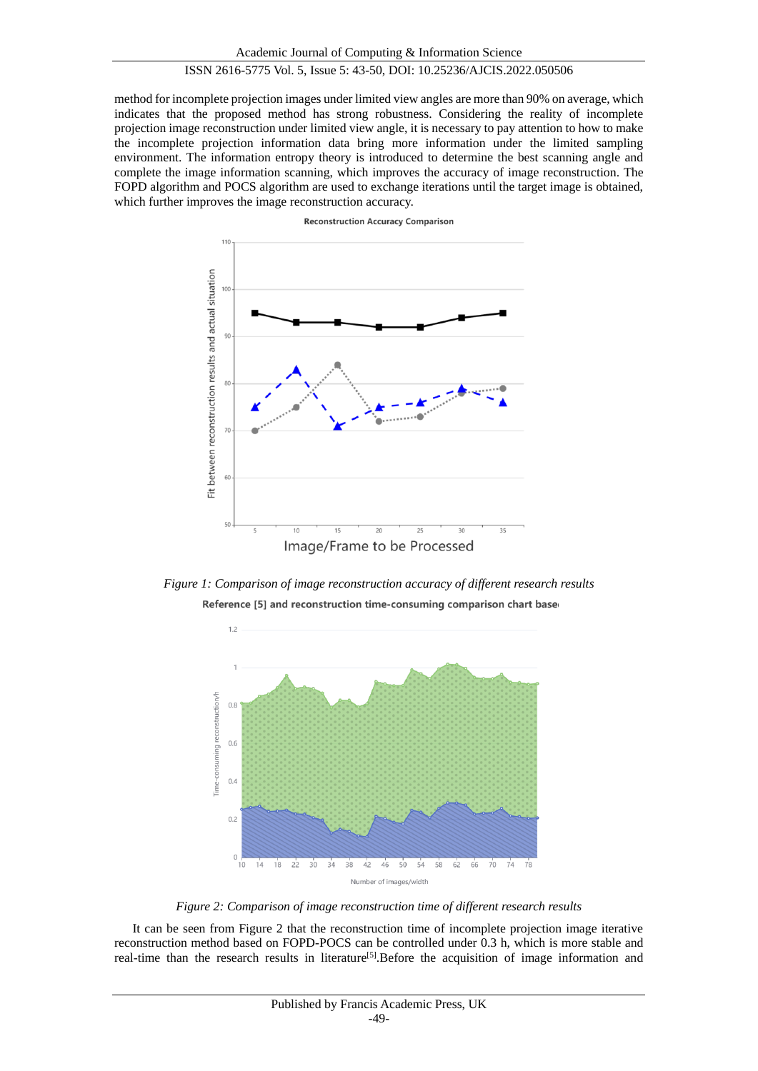method for incomplete projection images under limited view angles are more than 90% on average, which indicates that the proposed method has strong robustness. Considering the reality of incomplete projection image reconstruction under limited view angle, it is necessary to pay attention to how to make the incomplete projection information data bring more information under the limited sampling environment. The information entropy theory is introduced to determine the best scanning angle and complete the image information scanning, which improves the accuracy of image reconstruction. The FOPD algorithm and POCS algorithm are used to exchange iterations until the target image is obtained, which further improves the image reconstruction accuracy.

*Figure 1: Comparison of image reconstruction accuracy of different research results*

*Figure 2: Comparison of image reconstruction time of different research results*

It can be seen from Figure 2 that the reconstruction time of incomplete projection image iterative reconstruction method based on FOPD-POCS can be controlled under 0.3 h, which is more stable and real-time than the research results in literature[5].Before the acquisition of image information and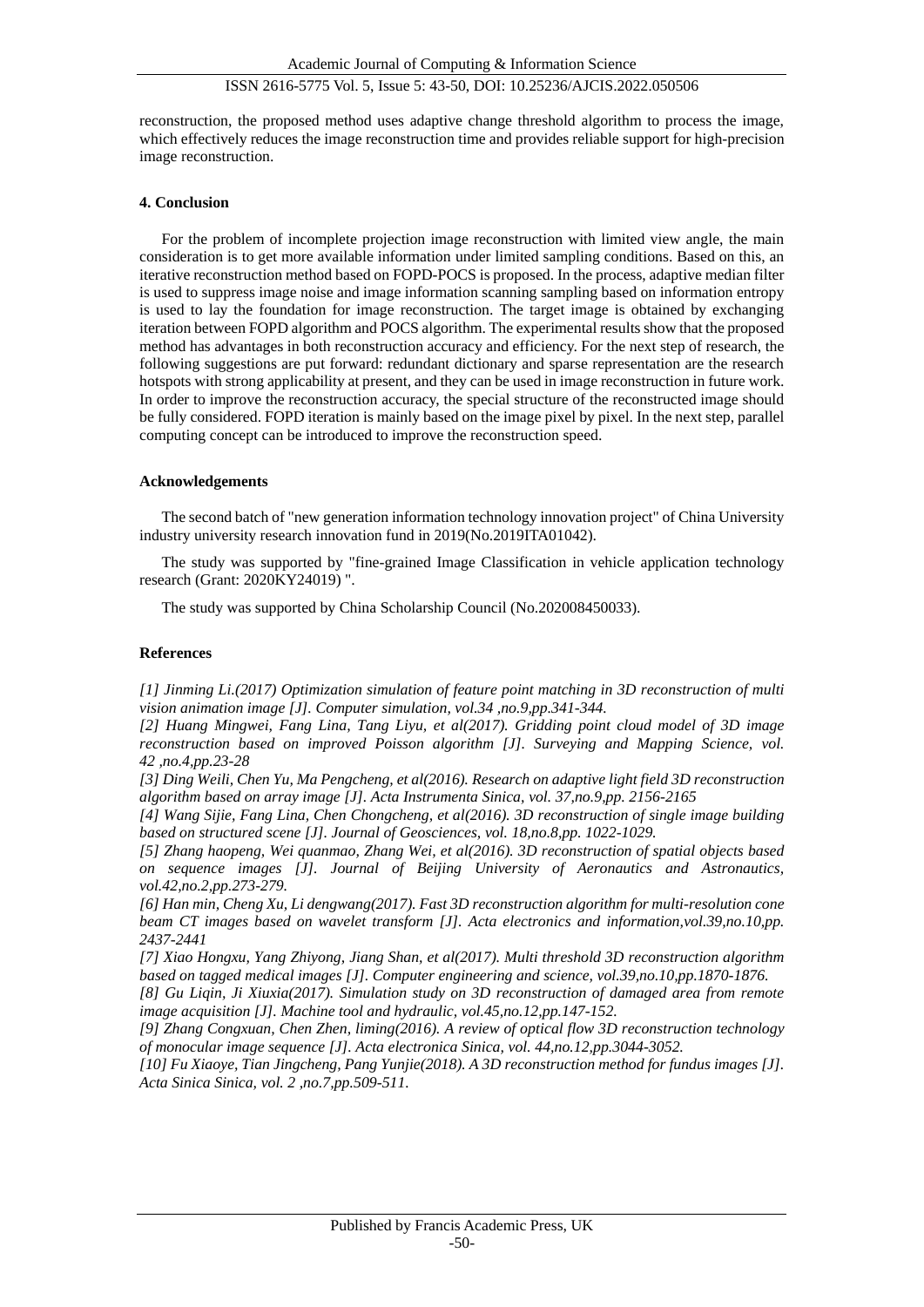reconstruction, the proposed method uses adaptive change threshold algorithm to process the image, which effectively reduces the image reconstruction time and provides reliable support for high-precision image reconstruction.

## 4. Conclusion

For the problem of incomplete projection image reconstruction with limited view angle, the main consideration is to get more available information under limited sampling conditions. Based on this, an iterative reconstruction method based on FOPD-POCS is proposed. In the process, adaptive median filter is used to suppress image noise and image information scanning sampling based on information entropy is used to lay the foundation for image reconstruction. The target image is obtained by exchanging iteration between FOPD algorithm and POCS algorithm. The experimental results show that the proposed method has advantages in both reconstruction accuracy and efficiency. For the next step of research, the following suggestions are put forward: redundant dictionary and sparse representation are the research hotspots with strong applicability at present, and they can be used in image reconstruction in future work. In order to improve the reconstruction accuracy, the special structure of the reconstructed image should be fully considered. FOPD iteration is mainly based on the image pixel by pixel. In the next step, parallel computing concept can be introduced to improve the reconstruction speed.

## Acknowledgements

The second batch of "new generation information technology innovation project" of China University industry university research innovation fund in 2019(No.2019ITA01042).

The study was supported by "fine-grained Image Classification in vehicle application technology research (Grant: 2020KY24019) ".

The study was supported by China Scholarship Council (No.202008450033).

## References

*[1] Jinming Li.(2017) Optimization simulation of feature point matching in 3D reconstruction of multi vision animation image [J]. Computer simulation, vol.34 ,no.9,pp.341-344.*

*[2] Huang Mingwei, Fang Lina, Tang Liyu, et al(2017). Gridding point cloud model of 3D image reconstruction based on improved Poisson algorithm [J]. Surveying and Mapping Science, vol. 42 ,no.4,pp.23-28*

*[3] Ding Weili, Chen Yu, Ma Pengcheng, et al(2016). Research on adaptive light field 3D reconstruction algorithm based on array image [J]. Acta Instrumenta Sinica, vol. 37,no.9,pp. 2156-2165*

*[4] Wang Sijie, Fang Lina, Chen Chongcheng, et al(2016). 3D reconstruction of single image building based on structured scene [J]. Journal of Geosciences, vol. 18,no.8,pp. 1022-1029.*

*[5] Zhang haopeng, Wei quanmao, Zhang Wei, et al(2016). 3D reconstruction of spatial objects based on sequence images [J]. Journal of Beijing University of Aeronautics and Astronautics, vol.42,no.2,pp.273-279.*

*[6] Han min, Cheng Xu, Li dengwang(2017). Fast 3D reconstruction algorithm for multi-resolution cone beam CT images based on wavelet transform [J]. Acta electronics and information,vol.39,no.10,pp. 2437-2441*

*[7] Xiao Hongxu, Yang Zhiyong, Jiang Shan, et al(2017). Multi threshold 3D reconstruction algorithm based on tagged medical images [J]. Computer engineering and science, vol.39,no.10,pp.1870-1876.*

*[8] Gu Liqin, Ji Xiuxia(2017). Simulation study on 3D reconstruction of damaged area from remote image acquisition [J]. Machine tool and hydraulic, vol.45,no.12,pp.147-152.*

*[9] Zhang Congxuan, Chen Zhen, liming(2016). A review of optical flow 3D reconstruction technology of monocular image sequence [J]. Acta electronica Sinica, vol. 44,no.12,pp.3044-3052.*

*[10] Fu Xiaoye, Tian Jingcheng, Pang Yunjie(2018). A 3D reconstruction method for fundus images [J]. Acta Sinica Sinica, vol. 2 ,no.7,pp.509-511.*